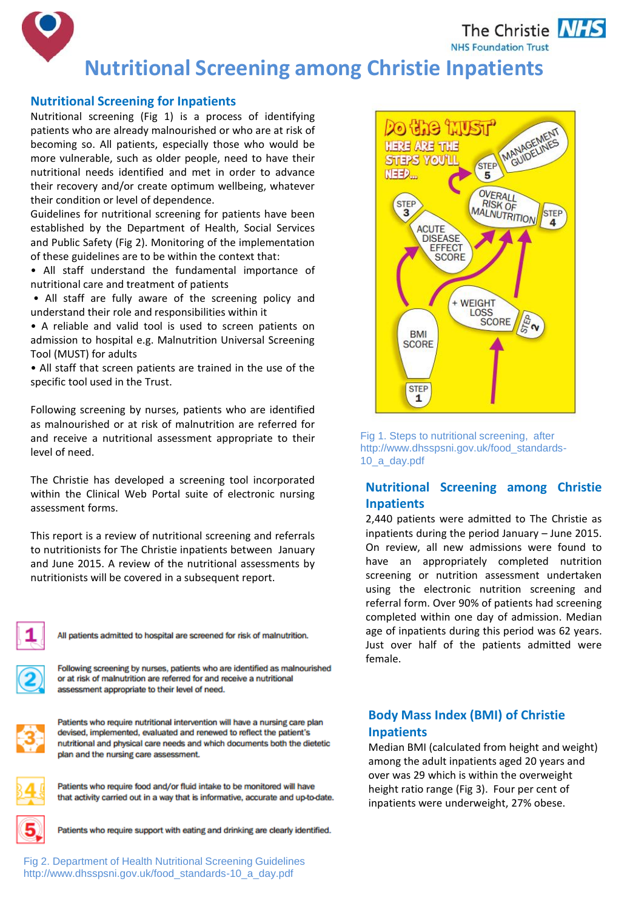# Nutritional Screening among Christie Inpatients

## Nutritional Screening for Inpatients

Nutritional screening (Fig 1) is a process of identifying patients who are already malnourished or who are at risk of becoming so. All patients, especially those who would be more vulnerable, such as older people, need to have their nutritional needs identified and met in order to advance their recovery and/or create optimum wellbeing, whatever their condition or level of dependence.

Guidelines for nutritional screening for patients have been established by the Department of Health, Social Services and Public Safety (Fig 2). Monitoring of the implementation of these guidelines are to be within the context that:

- All staff understand the fundamental importance of nutritional care and treatment of patients
- All staff are fully aware of the screening policy and understand their role and responsibilities within it
- A reliable and valid tool is used to screen patients on admission to hospital e.g. Malnutrition Universal Screening Tool (MUST) for adults
- All staff that screen patients are trained in the use of the specific tool used in the Trust.

Following screening by nurses, patients who are identified as malnourished or at risk of malnutrition are referred for and receive a nutritional assessment appropriate to their level of need.

The Christie has developed a screening tool incorporated within the Clinical Web Portal suite of electronic nursing assessment forms.

This report is a review of nutritional screening and referrals to nutritionists for The Christie inpatients between January and June 2015. A review of the nutritional assessments by nutritionists will be covered in a subsequent report.

1. All patients admitted to hospital are screened for risk of malnutrition.
2. Following screening by nurses, patients who are identified as malnourished or at risk of malnutrition are referred for and receive a nutritional assessment appropriate to their level of need.
3. Patients who require nutritional intervention will have a nursing care plan devised, implemented, evaluated and renewed to reflect the patient's nutritional and physical care needs and which documents both the dietetic plan and the nursing care assessment.
4. Patients who require food and/or fluid intake to be monitored will have that activity carried out in a way that is informative, accurate and up-to-date.
5. Patients who require support with eating and drinking are clearly identified.

Fig 2. Department of Health Nutritional Screening Guidelines http://www.dhsspsni.gov.uk/food_standards-10_a_day.pdf

Do the 'MUST' — Here are the steps you'll need...

- Step 1: BMI score
- Step 2: + Weight loss score
- Step 3: Acute disease effect score
- Step 4: Overall risk of malnutrition
- Step 5: Management guidelines

Fig 1. Steps to nutritional screening, after http://www.dhsspsni.gov.uk/food_standards-10_a_day.pdf

## Nutritional Screening among Christie Inpatients

2,440 patients were admitted to The Christie as inpatients during the period January – June 2015. On review, all new admissions were found to have an appropriately completed nutrition screening or nutrition assessment undertaken using the electronic nutrition screening and referral form. Over 90% of patients had screening completed within one day of admission. Median age of inpatients during this period was 62 years. Just over half of the patients admitted were female.

## Body Mass Index (BMI) of Christie Inpatients

Median BMI (calculated from height and weight) among the adult inpatients aged 20 years and over was 29 which is within the overweight height ratio range (Fig 3). Four per cent of inpatients were underweight, 27% obese.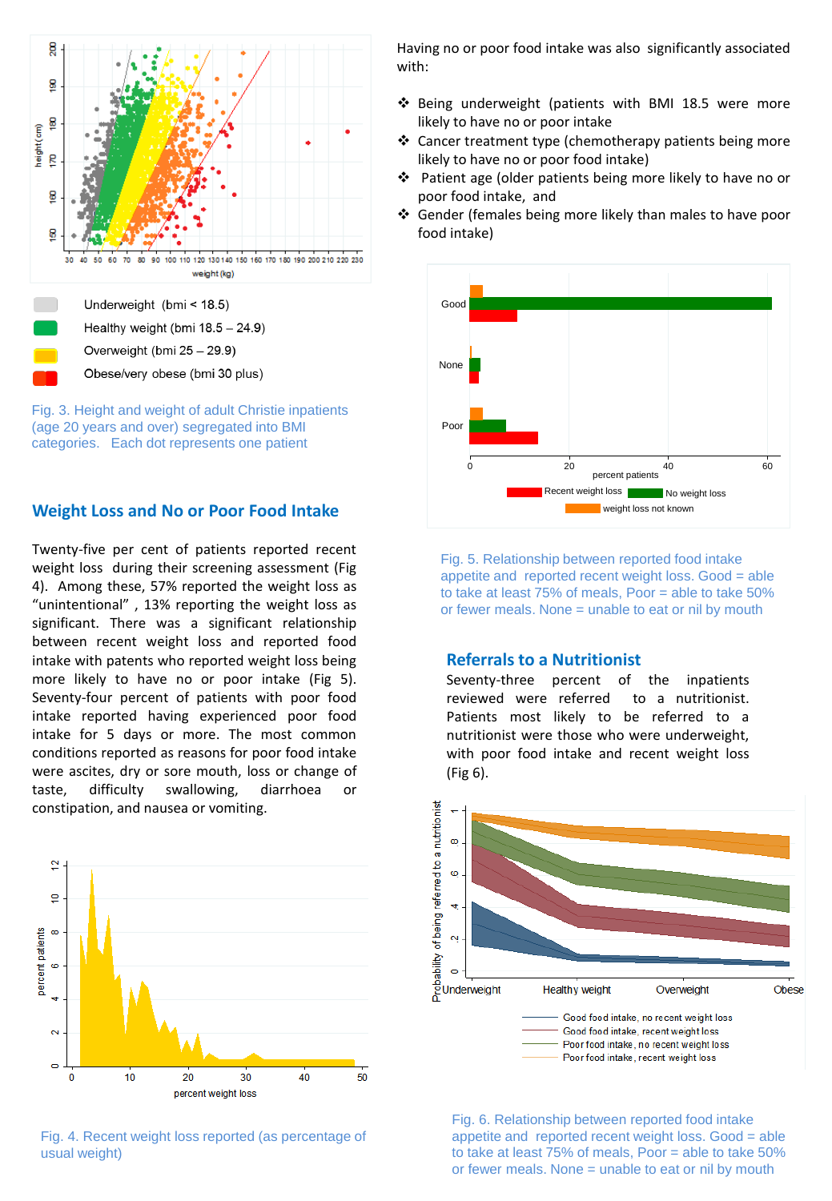height (cm)
200
190
180
170
160
150
30 40 50 60 70 80 90 100 110 120 130 140 150 160 170 180 190 200 210 220 230
weight (kg)

Underweight (bmi < 18.5)
Healthy weight (bmi 18.5 – 24.9)
Overweight (bmi 25 – 29.9)
Obese/very obese (bmi 30 plus)

Fig. 3. Height and weight of adult Christie inpatients (age 20 years and over) segregated into BMI categories. Each dot represents one patient

## Weight Loss and No or Poor Food Intake

Twenty-five per cent of patients reported recent weight loss during their screening assessment (Fig 4). Among these, 57% reported the weight loss as "unintentional" , 13% reporting the weight loss as significant. There was a significant relationship between recent weight loss and reported food intake with patents who reported weight loss being more likely to have no or poor intake (Fig 5). Seventy-four percent of patients with poor food intake reported having experienced poor food intake for 5 days or more. The most common conditions reported as reasons for poor food intake were ascites, dry or sore mouth, loss or change of taste, difficulty swallowing, diarrhoea or constipation, and nausea or vomiting.

percent patients
12
10
8
6
4
2
0
0 10 20 30 40 50
percent weight loss

Fig. 4. Recent weight loss reported (as percentage of usual weight)

Having no or poor food intake was also significantly associated with:

- Being underweight (patients with BMI 18.5 were more likely to have no or poor intake
- Cancer treatment type (chemotherapy patients being more likely to have no or poor food intake)
- Patient age (older patients being more likely to have no or poor food intake, and
- Gender (females being more likely than males to have poor food intake)

Good
None
Poor
0 20 40 60
percent patients
Recent weight loss
No weight loss
weight loss not known

Fig. 5. Relationship between reported food intake appetite and reported recent weight loss. Good = able to take at least 75% of meals, Poor = able to take 50% or fewer meals. None = unable to eat or nil by mouth

## Referrals to a Nutritionist

Seventy-three percent of the inpatients reviewed were referred to a nutritionist. Patients most likely to be referred to a nutritionist were those who were underweight, with poor food intake and recent weight loss (Fig 6).

Probability of being referred to a nutritionist
1
.8
.6
.4
.2
0
Underweight Healthy weight Overweight Obese

Good food intake, no recent weight loss
Good food intake, recent weight loss
Poor food intake, no recent weight loss
Poor food intake, recent weight loss

Fig. 6. Relationship between reported food intake appetite and reported recent weight loss. Good = able to take at least 75% of meals, Poor = able to take 50% or fewer meals. None = unable to eat or nil by mouth